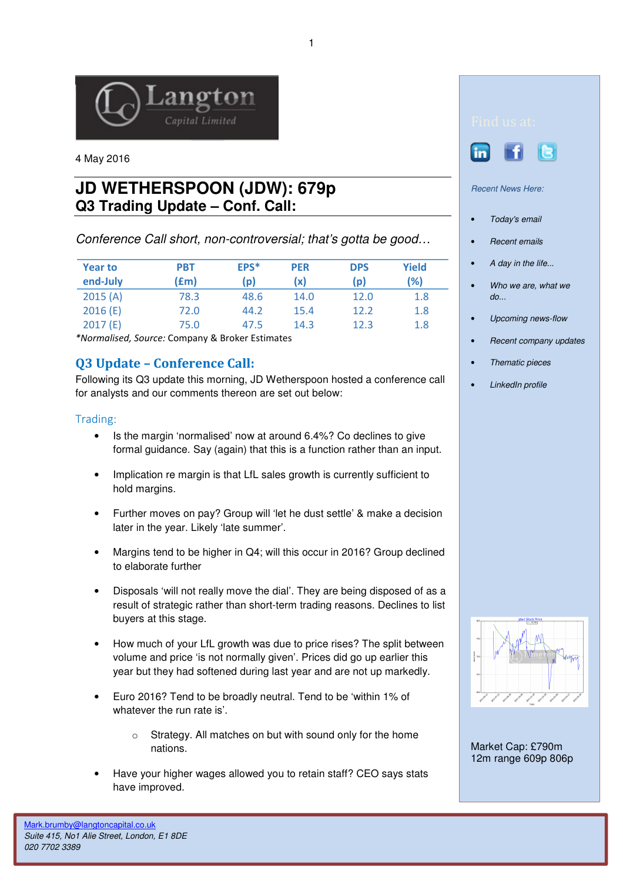Langton Capital Limited

4 May 2016

# JD WETHERSPOON (JDW): 679p
## Q3 Trading Update – Conf. Call:

*Conference Call short, non-controversial; that's gotta be good…*

| Year to end-July | PBT (£m) | EPS* (p) | PER (x) | DPS (p) | Yield (%) |
|---|---|---|---|---|---|
| 2015 (A) | 78.3 | 48.6 | 14.0 | 12.0 | 1.8 |
| 2016 (E) | 72.0 | 44.2 | 15.4 | 12.2 | 1.8 |
| 2017 (E) | 75.0 | 47.5 | 14.3 | 12.3 | 1.8 |

*\*Normalised, Source:* Company & Broker Estimates

## Q3 Update – Conference Call:

Following its Q3 update this morning, JD Wetherspoon hosted a conference call for analysts and our comments thereon are set out below:

### Trading:

- Is the margin 'normalised' now at around 6.4%? Co declines to give formal guidance. Say (again) that this is a function rather than an input.
- Implication re margin is that LfL sales growth is currently sufficient to hold margins.
- Further moves on pay? Group will 'let he dust settle' & make a decision later in the year. Likely 'late summer'.
- Margins tend to be higher in Q4; will this occur in 2016? Group declined to elaborate further
- Disposals 'will not really move the dial'. They are being disposed of as a result of strategic rather than short-term trading reasons. Declines to list buyers at this stage.
- How much of your LfL growth was due to price rises? The split between volume and price 'is not normally given'. Prices did go up earlier this year but they had softened during last year and are not up markedly.
- Euro 2016? Tend to be broadly neutral. Tend to be 'within 1% of whatever the run rate is'.
    - Strategy. All matches on but with sound only for the home nations.
- Have your higher wages allowed you to retain staff? CEO says stats have improved.

Find us at:

*Recent News Here:*

- *Today's email*
- *Recent emails*
- *A day in the life...*
- *Who we are, what we do...*
- *Upcoming news-flow*
- *Recent company updates*
- *Thematic pieces*
- *LinkedIn profile*

Market Cap: £790m
12m range 609p 806p

Mark.brumby@langtoncapital.co.uk
*Suite 415, No1 Alie Street, London, E1 8DE*
*020 7702 3389*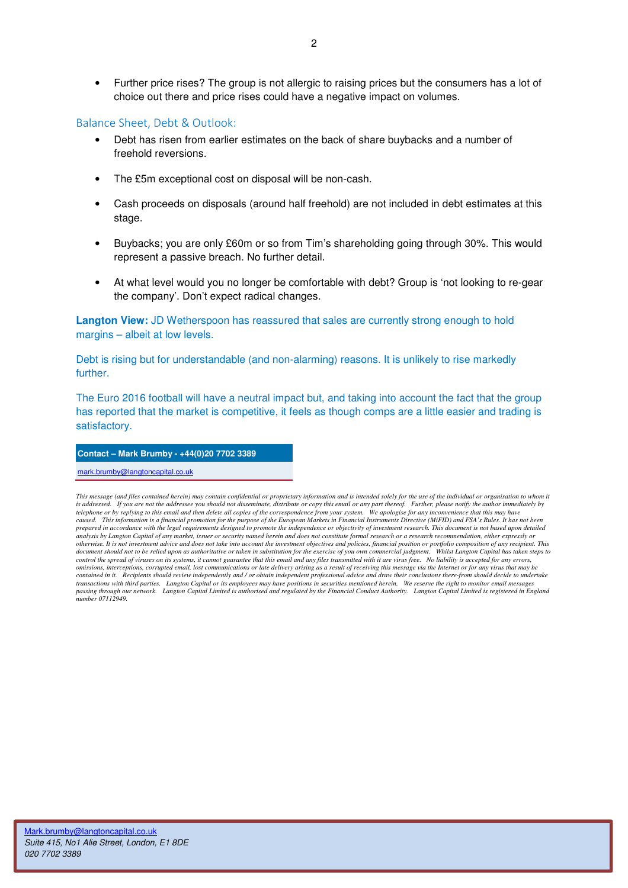- Further price rises? The group is not allergic to raising prices but the consumers has a lot of choice out there and price rises could have a negative impact on volumes.

## Balance Sheet, Debt & Outlook:

- Debt has risen from earlier estimates on the back of share buybacks and a number of freehold reversions.
- The £5m exceptional cost on disposal will be non-cash.
- Cash proceeds on disposals (around half freehold) are not included in debt estimates at this stage.
- Buybacks; you are only £60m or so from Tim's shareholding going through 30%. This would represent a passive breach. No further detail.
- At what level would you no longer be comfortable with debt? Group is 'not looking to re-gear the company'. Don't expect radical changes.

**Langton View:** JD Wetherspoon has reassured that sales are currently strong enough to hold margins – albeit at low levels.

Debt is rising but for understandable (and non-alarming) reasons. It is unlikely to rise markedly further.

The Euro 2016 football will have a neutral impact but, and taking into account the fact that the group has reported that the market is competitive, it feels as though comps are a little easier and trading is satisfactory.

**Contact – Mark Brumby - +44(0)20 7702 3389**

mark.brumby@langtoncapital.co.uk

*This message (and files contained herein) may contain confidential or proprietary information and is intended solely for the use of the individual or organisation to whom it is addressed. If you are not the addressee you should not disseminate, distribute or copy this email or any part thereof. Further, please notify the author immediately by telephone or by replying to this email and then delete all copies of the correspondence from your system. We apologise for any inconvenience that this may have caused. This information is a financial promotion for the purpose of the European Markets in Financial Instruments Directive (MiFID) and FSA's Rules. It has not been prepared in accordance with the legal requirements designed to promote the independence or objectivity of investment research. This document is not based upon detailed analysis by Langton Capital of any market, issuer or security named herein and does not constitute formal research or a research recommendation, either expressly or otherwise. It is not investment advice and does not take into account the investment objectives and policies, financial position or portfolio composition of any recipient. This document should not to be relied upon as authoritative or taken in substitution for the exercise of you own commercial judgment. Whilst Langton Capital has taken steps to control the spread of viruses on its systems, it cannot guarantee that this email and any files transmitted with it are virus free. No liability is accepted for any errors, omissions, interceptions, corrupted email, lost communications or late delivery arising as a result of receiving this message via the Internet or for any virus that may be contained in it. Recipients should review independently and / or obtain independent professional advice and draw their conclusions there-from should decide to undertake transactions with third parties. Langton Capital or its employees may have positions in securities mentioned herein. We reserve the right to monitor email messages passing through our network. Langton Capital Limited is authorised and regulated by the Financial Conduct Authority. Langton Capital Limited is registered in England number 07112949.*

Mark.brumby@langtoncapital.co.uk
*Suite 415, No1 Alie Street, London, E1 8DE*
*020 7702 3389*